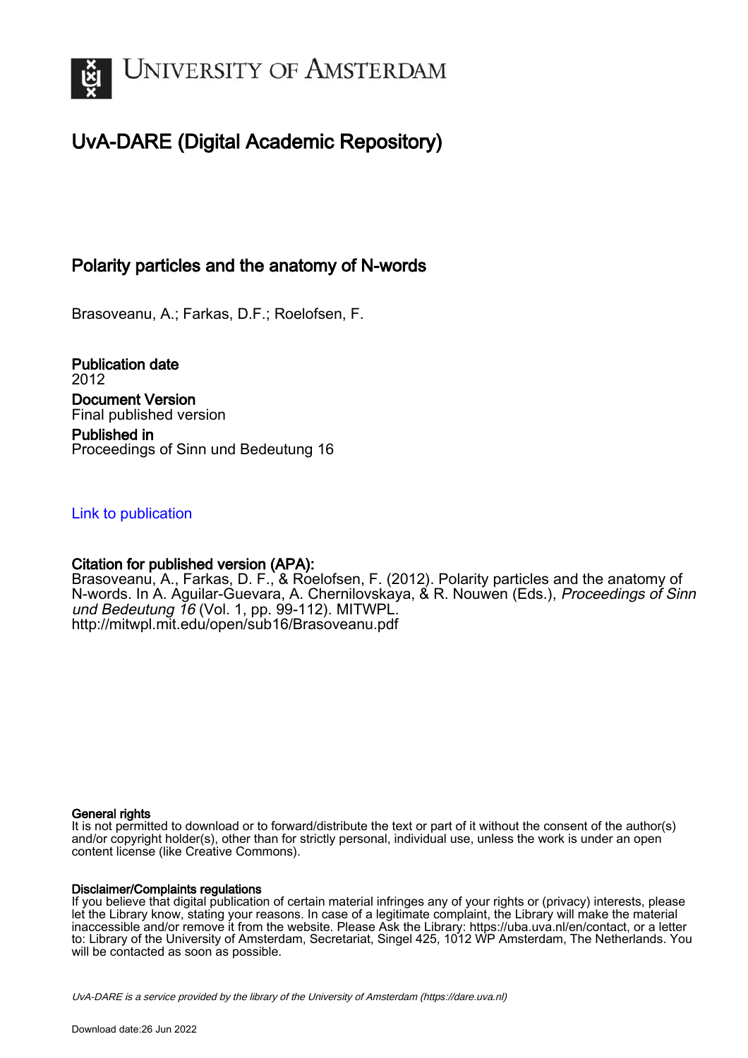# University of Amsterdam

## UvA-DARE (Digital Academic Repository)

### Polarity particles and the anatomy of N-words

Brasoveanu, A.; Farkas, D.F.; Roelofsen, F.

**Publication date**
2012

**Document Version**
Final published version

**Published in**
Proceedings of Sinn und Bedeutung 16

Link to publication

**Citation for published version (APA):**
Brasoveanu, A., Farkas, D. F., & Roelofsen, F. (2012). Polarity particles and the anatomy of N-words. In A. Aguilar-Guevara, A. Chernilovskaya, & R. Nouwen (Eds.), *Proceedings of Sinn und Bedeutung 16* (Vol. 1, pp. 99-112). MITWPL. http://mitwpl.mit.edu/open/sub16/Brasoveanu.pdf

**General rights**
It is not permitted to download or to forward/distribute the text or part of it without the consent of the author(s) and/or copyright holder(s), other than for strictly personal, individual use, unless the work is under an open content license (like Creative Commons).

**Disclaimer/Complaints regulations**
If you believe that digital publication of certain material infringes any of your rights or (privacy) interests, please let the Library know, stating your reasons. In case of a legitimate complaint, the Library will make the material inaccessible and/or remove it from the website. Please Ask the Library: https://uba.uva.nl/en/contact, or a letter to: Library of the University of Amsterdam, Secretariat, Singel 425, 1012 WP Amsterdam, The Netherlands. You will be contacted as soon as possible.

UvA-DARE is a service provided by the library of the University of Amsterdam (https://dare.uva.nl)

Download date:26 Jun 2022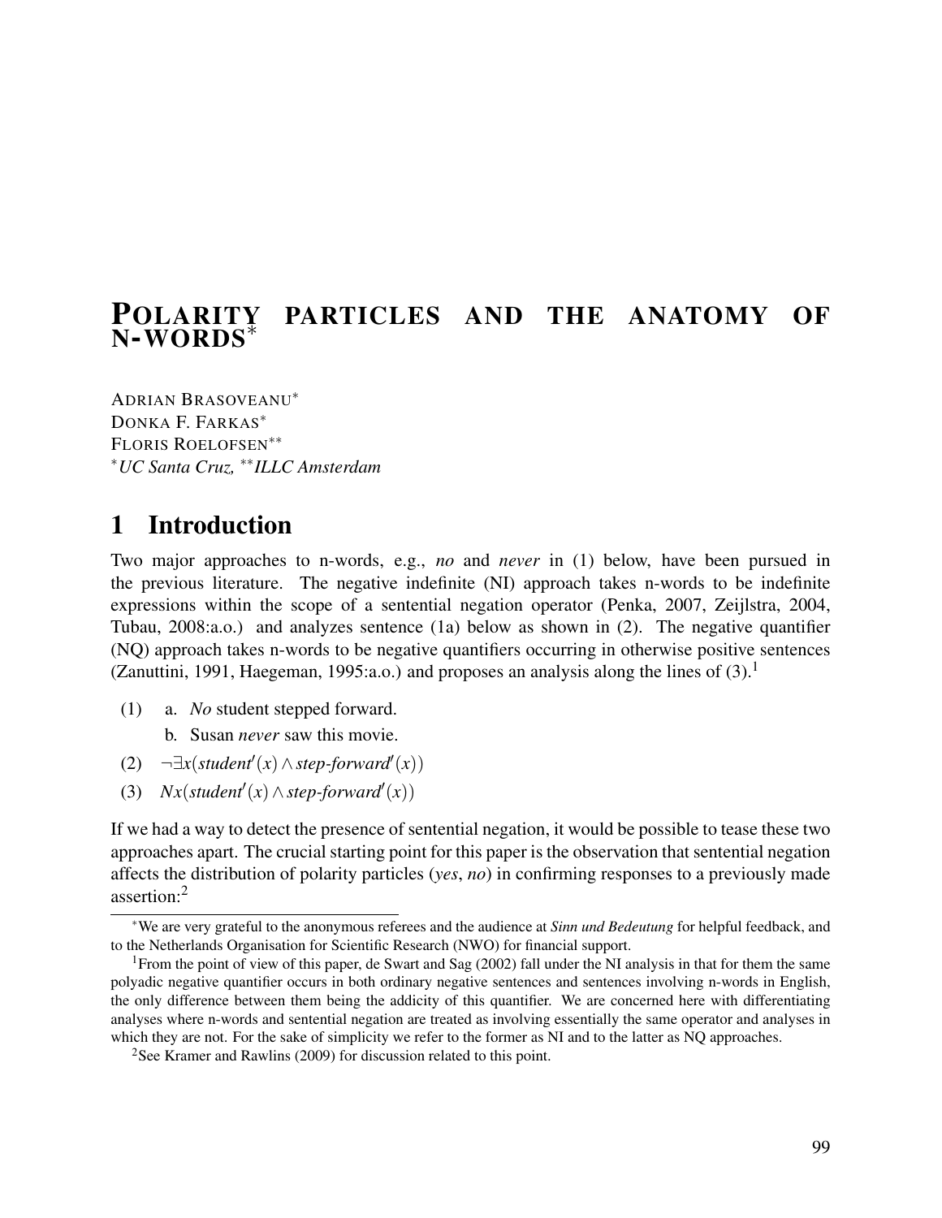# POLARITY PARTICLES AND THE ANATOMY OF N-WORDS*

ADRIAN BRASOVEANU*
DONKA F. FARKAS*
FLORIS ROELOFSEN**
*UC Santa Cruz, **ILLC Amsterdam

## 1 Introduction

Two major approaches to n-words, e.g., *no* and *never* in (1) below, have been pursued in the previous literature. The negative indefinite (NI) approach takes n-words to be indefinite expressions within the scope of a sentential negation operator (Penka, 2007, Zeijlstra, 2004, Tubau, 2008:a.o.) and analyzes sentence (1a) below as shown in (2). The negative quantifier (NQ) approach takes n-words to be negative quantifiers occurring in otherwise positive sentences (Zanuttini, 1991, Haegeman, 1995:a.o.) and proposes an analysis along the lines of (3).[1]

(1) a. *No* student stepped forward.
  b. Susan *never* saw this movie.

(2) $\neg\exists x(student'(x) \wedge step\text{-}forward'(x))$

(3) $Nx(student'(x) \wedge step\text{-}forward'(x))$

If we had a way to detect the presence of sentential negation, it would be possible to tease these two approaches apart. The crucial starting point for this paper is the observation that sentential negation affects the distribution of polarity particles (*yes*, *no*) in confirming responses to a previously made assertion:[2]

---

*We are very grateful to the anonymous referees and the audience at *Sinn und Bedeutung* for helpful feedback, and to the Netherlands Organisation for Scientific Research (NWO) for financial support.

[1]From the point of view of this paper, de Swart and Sag (2002) fall under the NI analysis in that for them the same polyadic negative quantifier occurs in both ordinary negative sentences and sentences involving n-words in English, the only difference between them being the addicity of this quantifier. We are concerned here with differentiating analyses where n-words and sentential negation are treated as involving essentially the same operator and analyses in which they are not. For the sake of simplicity we refer to the former as NI and to the latter as NQ approaches.

[2]See Kramer and Rawlins (2009) for discussion related to this point.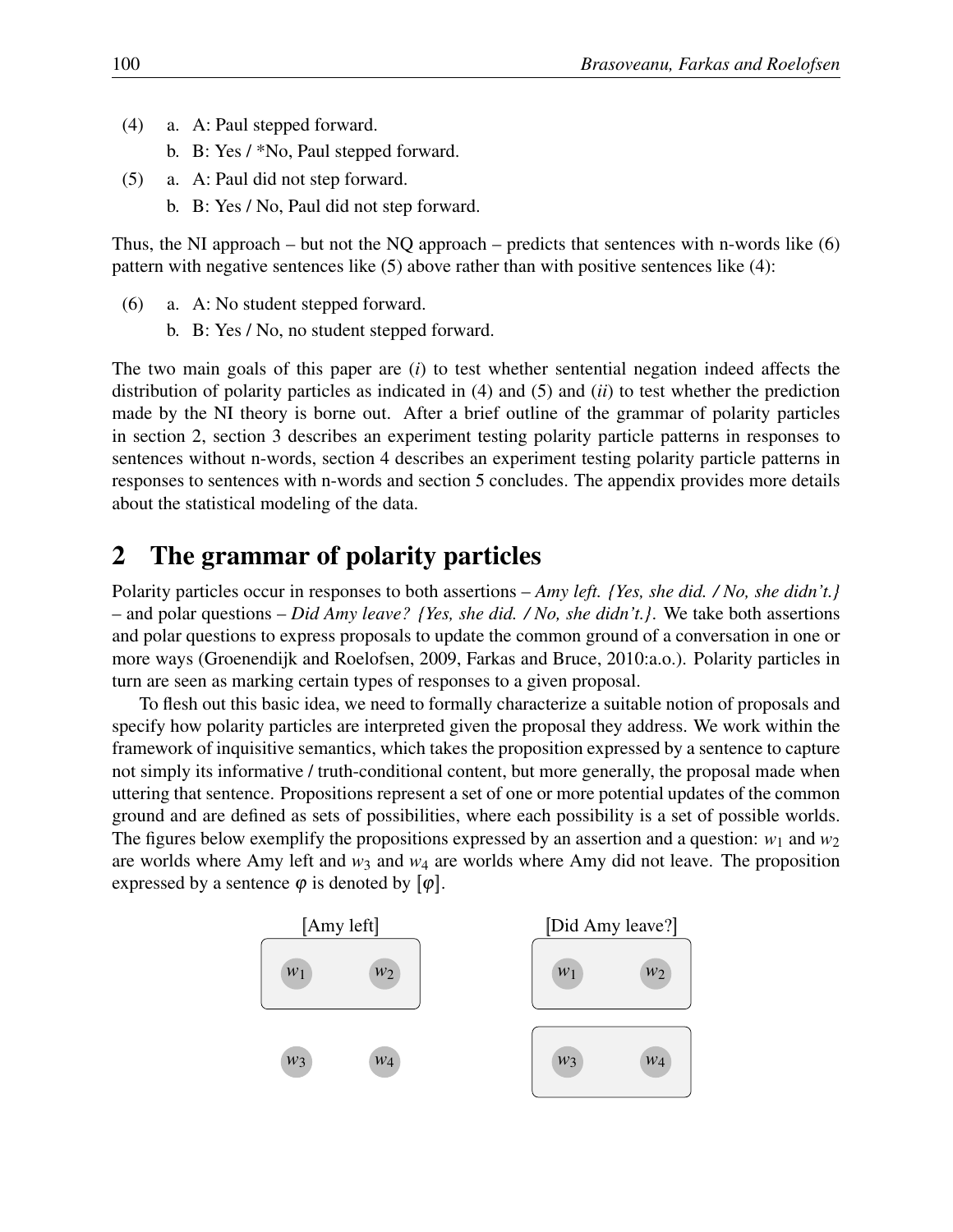(4) a. A: Paul stepped forward.

b. B: Yes / *No, Paul stepped forward.

(5) a. A: Paul did not step forward.

b. B: Yes / No, Paul did not step forward.

Thus, the NI approach – but not the NQ approach – predicts that sentences with n-words like (6) pattern with negative sentences like (5) above rather than with positive sentences like (4):

(6) a. A: No student stepped forward.

b. B: Yes / No, no student stepped forward.

The two main goals of this paper are (*i*) to test whether sentential negation indeed affects the distribution of polarity particles as indicated in (4) and (5) and (*ii*) to test whether the prediction made by the NI theory is borne out. After a brief outline of the grammar of polarity particles in section 2, section 3 describes an experiment testing polarity particle patterns in responses to sentences without n-words, section 4 describes an experiment testing polarity particle patterns in responses to sentences with n-words and section 5 concludes. The appendix provides more details about the statistical modeling of the data.

## 2 The grammar of polarity particles

Polarity particles occur in responses to both assertions – *Amy left. {Yes, she did. / No, she didn't.}* – and polar questions – *Did Amy leave? {Yes, she did. / No, she didn't.}*. We take both assertions and polar questions to express proposals to update the common ground of a conversation in one or more ways (Groenendijk and Roelofsen, 2009, Farkas and Bruce, 2010:a.o.). Polarity particles in turn are seen as marking certain types of responses to a given proposal.

To flesh out this basic idea, we need to formally characterize a suitable notion of proposals and specify how polarity particles are interpreted given the proposal they address. We work within the framework of inquisitive semantics, which takes the proposition expressed by a sentence to capture not simply its informative / truth-conditional content, but more generally, the proposal made when uttering that sentence. Propositions represent a set of one or more potential updates of the common ground and are defined as sets of possibilities, where each possibility is a set of possible worlds. The figures below exemplify the propositions expressed by an assertion and a question: $w_1$ and $w_2$ are worlds where Amy left and $w_3$ and $w_4$ are worlds where Amy did not leave. The proposition expressed by a sentence $\varphi$ is denoted by $[\varphi]$.

[Amy left] [Did Amy leave?]

$w_1$ $w_2$ $w_1$ $w_2$

$w_3$ $w_4$ $w_3$ $w_4$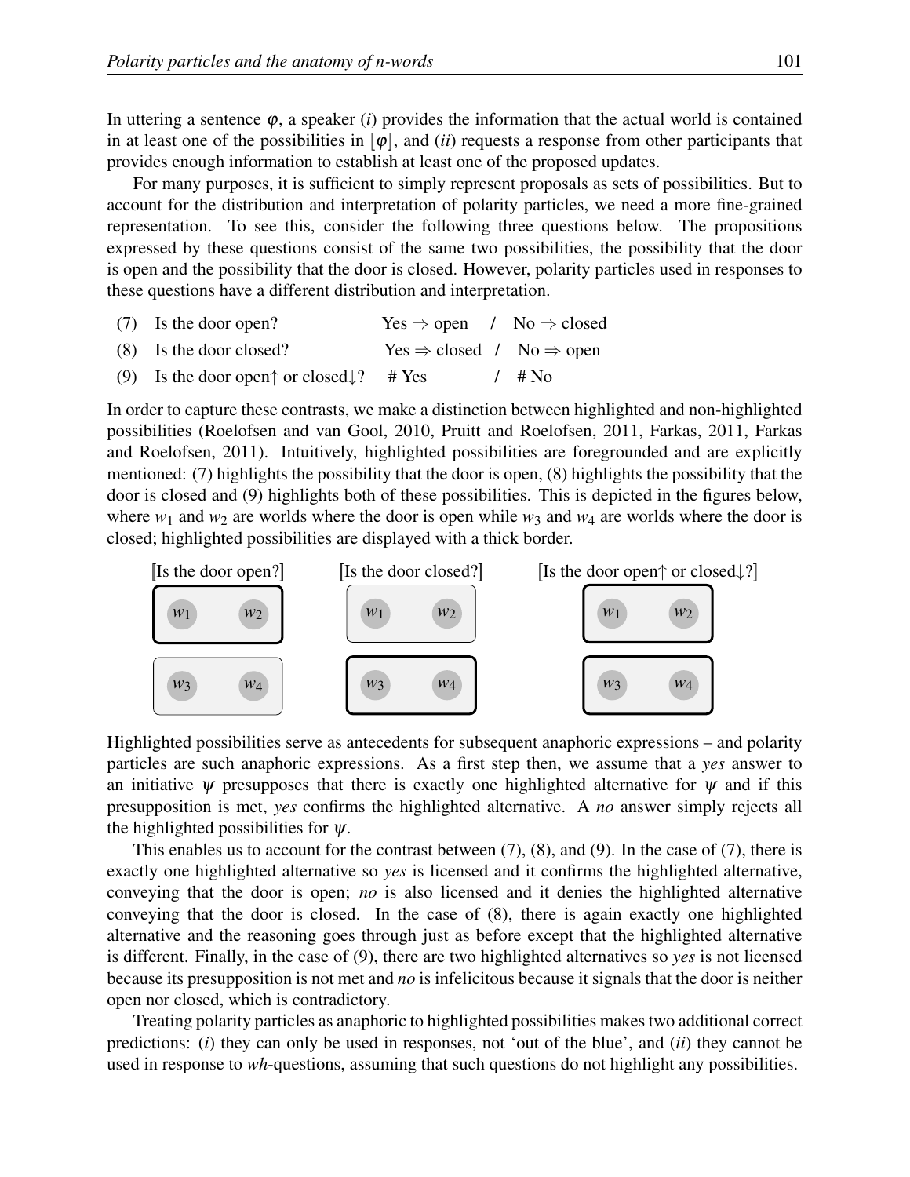In uttering a sentence $\varphi$, a speaker (*i*) provides the information that the actual world is contained in at least one of the possibilities in $[\varphi]$, and (*ii*) requests a response from other participants that provides enough information to establish at least one of the proposed updates.

For many purposes, it is sufficient to simply represent proposals as sets of possibilities. But to account for the distribution and interpretation of polarity particles, we need a more fine-grained representation. To see this, consider the following three questions below. The propositions expressed by these questions consist of the same two possibilities, the possibility that the door is open and the possibility that the door is closed. However, polarity particles used in responses to these questions have a different distribution and interpretation.

(7) Is the door open? Yes ⇒ open / No ⇒ closed

(8) Is the door closed? Yes ⇒ closed / No ⇒ open

(9) Is the door open↑ or closed↓? # Yes / # No

In order to capture these contrasts, we make a distinction between highlighted and non-highlighted possibilities (Roelofsen and van Gool, 2010, Pruitt and Roelofsen, 2011, Farkas, 2011, Farkas and Roelofsen, 2011). Intuitively, highlighted possibilities are foregrounded and are explicitly mentioned: (7) highlights the possibility that the door is open, (8) highlights the possibility that the door is closed and (9) highlights both of these possibilities. This is depicted in the figures below, where $w_1$ and $w_2$ are worlds where the door is open while $w_3$ and $w_4$ are worlds where the door is closed; highlighted possibilities are displayed with a thick border.

[Is the door open?] [Is the door closed?] [Is the door open↑ or closed↓?]

Highlighted possibilities serve as antecedents for subsequent anaphoric expressions – and polarity particles are such anaphoric expressions. As a first step then, we assume that a *yes* answer to an initiative $\psi$ presupposes that there is exactly one highlighted alternative for $\psi$ and if this presupposition is met, *yes* confirms the highlighted alternative. A *no* answer simply rejects all the highlighted possibilities for $\psi$.

This enables us to account for the contrast between (7), (8), and (9). In the case of (7), there is exactly one highlighted alternative so *yes* is licensed and it confirms the highlighted alternative, conveying that the door is open; *no* is also licensed and it denies the highlighted alternative conveying that the door is closed. In the case of (8), there is again exactly one highlighted alternative and the reasoning goes through just as before except that the highlighted alternative is different. Finally, in the case of (9), there are two highlighted alternatives so *yes* is not licensed because its presupposition is not met and *no* is infelicitous because it signals that the door is neither open nor closed, which is contradictory.

Treating polarity particles as anaphoric to highlighted possibilities makes two additional correct predictions: (*i*) they can only be used in responses, not 'out of the blue', and (*ii*) they cannot be used in response to *wh*-questions, assuming that such questions do not highlight any possibilities.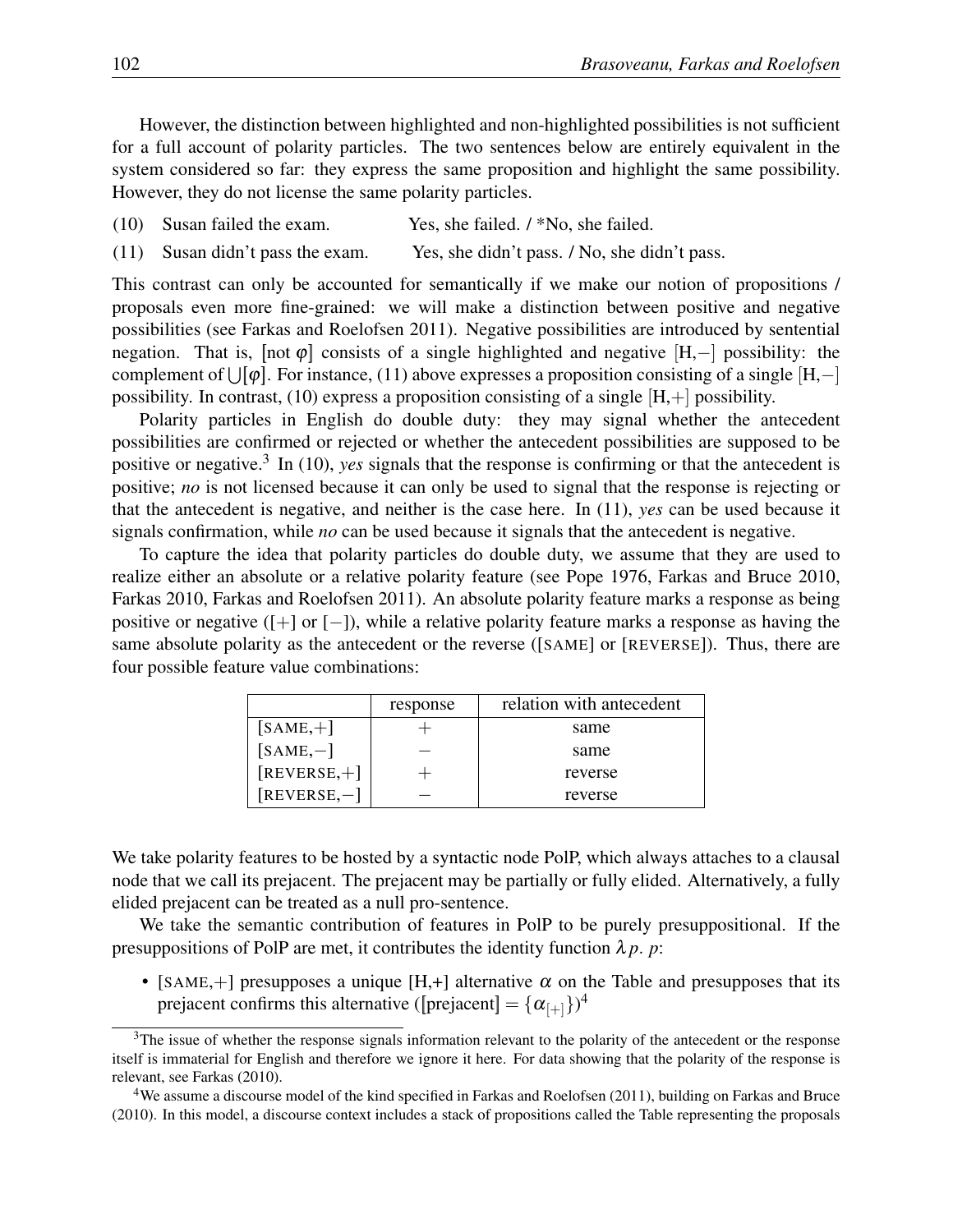However, the distinction between highlighted and non-highlighted possibilities is not sufficient for a full account of polarity particles. The two sentences below are entirely equivalent in the system considered so far: they express the same proposition and highlight the same possibility. However, they do not license the same polarity particles.

(10) Susan failed the exam. Yes, she failed. / *No, she failed.

(11) Susan didn't pass the exam. Yes, she didn't pass. / No, she didn't pass.

This contrast can only be accounted for semantically if we make our notion of propositions / proposals even more fine-grained: we will make a distinction between positive and negative possibilities (see Farkas and Roelofsen 2011). Negative possibilities are introduced by sentential negation. That is, $[\![\text{not } \varphi]\!]$ consists of a single highlighted and negative [H,$-$] possibility: the complement of $\bigcup[\![\varphi]\!]$. For instance, (11) above expresses a proposition consisting of a single [H,$-$] possibility. In contrast, (10) express a proposition consisting of a single [H,+] possibility.

Polarity particles in English do double duty: they may signal whether the antecedent possibilities are confirmed or rejected or whether the antecedent possibilities are supposed to be positive or negative.[3] In (10), *yes* signals that the response is confirming or that the antecedent is positive; *no* is not licensed because it can only be used to signal that the response is rejecting or that the antecedent is negative, and neither is the case here. In (11), *yes* can be used because it signals confirmation, while *no* can be used because it signals that the antecedent is negative.

To capture the idea that polarity particles do double duty, we assume that they are used to realize either an absolute or a relative polarity feature (see Pope 1976, Farkas and Bruce 2010, Farkas 2010, Farkas and Roelofsen 2011). An absolute polarity feature marks a response as being positive or negative ([+] or [$-$]), while a relative polarity feature marks a response as having the same absolute polarity as the antecedent or the reverse ([SAME] or [REVERSE]). Thus, there are four possible feature value combinations:

| | response | relation with antecedent |
|---|---|---|
| [SAME,+] | + | same |
| [SAME,$-$] | $-$ | same |
| [REVERSE,+] | + | reverse |
| [REVERSE,$-$] | $-$ | reverse |

We take polarity features to be hosted by a syntactic node PolP, which always attaches to a clausal node that we call its prejacent. The prejacent may be partially or fully elided. Alternatively, a fully elided prejacent can be treated as a null pro-sentence.

We take the semantic contribution of features in PolP to be purely presuppositional. If the presuppositions of PolP are met, it contributes the identity function $\lambda p.\, p$:

- [SAME,+] presupposes a unique [H,+] alternative $\alpha$ on the Table and presupposes that its prejacent confirms this alternative ($[\![\text{prejacent}]\!] = \{\alpha_{[+]}\}$)[4]

[3] The issue of whether the response signals information relevant to the polarity of the antecedent or the response itself is immaterial for English and therefore we ignore it here. For data showing that the polarity of the response is relevant, see Farkas (2010).

[4] We assume a discourse model of the kind specified in Farkas and Roelofsen (2011), building on Farkas and Bruce (2010). In this model, a discourse context includes a stack of propositions called the Table representing the proposals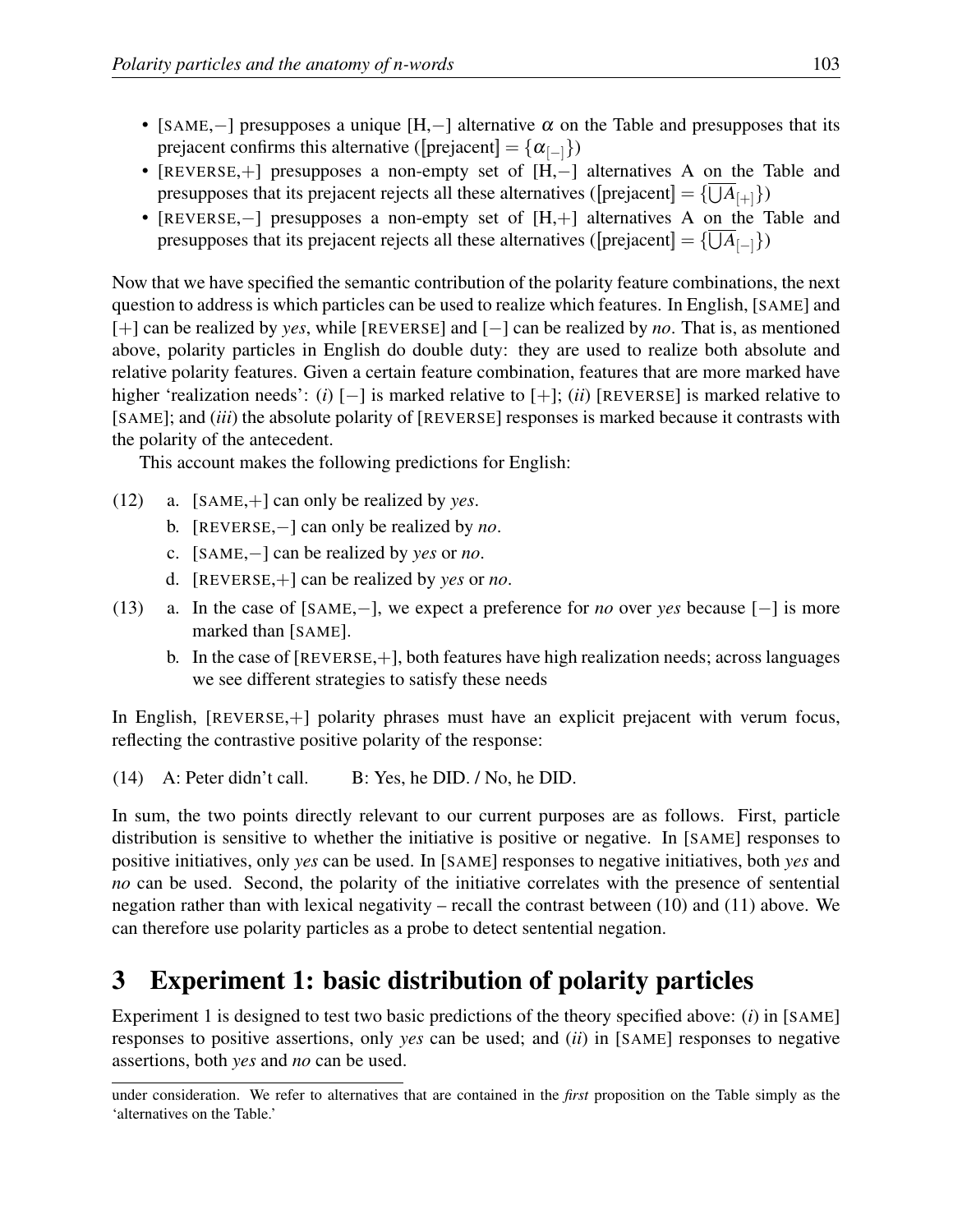- [SAME,−] presupposes a unique [H,−] alternative $\alpha$ on the Table and presupposes that its prejacent confirms this alternative ($[\![\text{prejacent}]\!] = \{\alpha_{[-]}\}$)
- [REVERSE,+] presupposes a non-empty set of [H,−] alternatives A on the Table and presupposes that its prejacent rejects all these alternatives ($[\![\text{prejacent}]\!] = \{\overline{\bigcup A}_{[+]}\}$)
- [REVERSE,−] presupposes a non-empty set of [H,+] alternatives A on the Table and presupposes that its prejacent rejects all these alternatives ($[\![\text{prejacent}]\!] = \{\overline{\bigcup A}_{[-]}\}$)

Now that we have specified the semantic contribution of the polarity feature combinations, the next question to address is which particles can be used to realize which features. In English, [SAME] and [+] can be realized by *yes*, while [REVERSE] and [−] can be realized by *no*. That is, as mentioned above, polarity particles in English do double duty: they are used to realize both absolute and relative polarity features. Given a certain feature combination, features that are more marked have higher 'realization needs': (*i*) [−] is marked relative to [+]; (*ii*) [REVERSE] is marked relative to [SAME]; and (*iii*) the absolute polarity of [REVERSE] responses is marked because it contrasts with the polarity of the antecedent.

This account makes the following predictions for English:

(12) a. [SAME,+] can only be realized by *yes*.
  b. [REVERSE,−] can only be realized by *no*.
  c. [SAME,−] can be realized by *yes* or *no*.
  d. [REVERSE,+] can be realized by *yes* or *no*.

(13) a. In the case of [SAME,−], we expect a preference for *no* over *yes* because [−] is more marked than [SAME].
  b. In the case of [REVERSE,+], both features have high realization needs; across languages we see different strategies to satisfy these needs

In English, [REVERSE,+] polarity phrases must have an explicit prejacent with verum focus, reflecting the contrastive positive polarity of the response:

(14) A: Peter didn't call.  B: Yes, he DID. / No, he DID.

In sum, the two points directly relevant to our current purposes are as follows. First, particle distribution is sensitive to whether the initiative is positive or negative. In [SAME] responses to positive initiatives, only *yes* can be used. In [SAME] responses to negative initiatives, both *yes* and *no* can be used. Second, the polarity of the initiative correlates with the presence of sentential negation rather than with lexical negativity – recall the contrast between (10) and (11) above. We can therefore use polarity particles as a probe to detect sentential negation.

# 3 Experiment 1: basic distribution of polarity particles

Experiment 1 is designed to test two basic predictions of the theory specified above: (*i*) in [SAME] responses to positive assertions, only *yes* can be used; and (*ii*) in [SAME] responses to negative assertions, both *yes* and *no* can be used.

under consideration. We refer to alternatives that are contained in the *first* proposition on the Table simply as the 'alternatives on the Table.'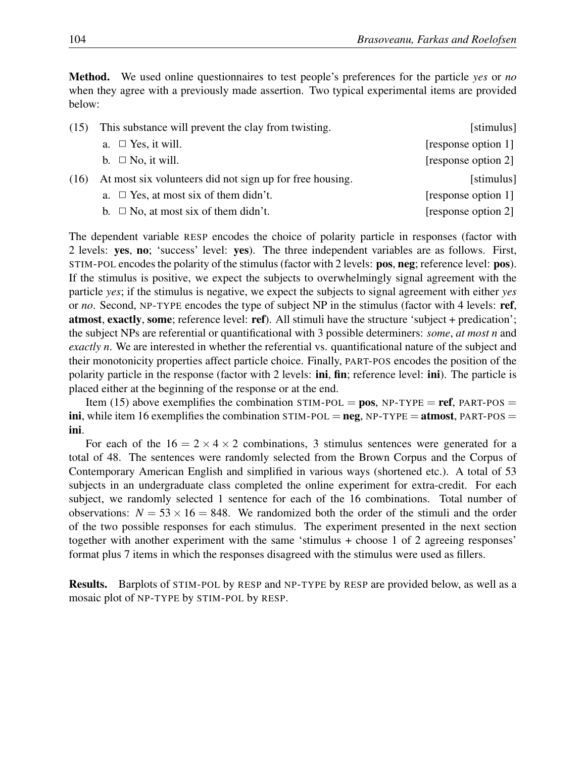**Method.** We used online questionnaires to test people's preferences for the particle *yes* or *no* when they agree with a previously made assertion. Two typical experimental items are provided below:

(15) This substance will prevent the clay from twisting. [stimulus]

- a. ☐ Yes, it will. [response option 1]
- b. ☐ No, it will. [response option 2]

(16) At most six volunteers did not sign up for free housing. [stimulus]

- a. ☐ Yes, at most six of them didn't. [response option 1]
- b. ☐ No, at most six of them didn't. [response option 2]

The dependent variable RESP encodes the choice of polarity particle in responses (factor with 2 levels: **yes**, **no**; 'success' level: **yes**). The three independent variables are as follows. First, STIM-POL encodes the polarity of the stimulus (factor with 2 levels: **pos**, **neg**; reference level: **pos**). If the stimulus is positive, we expect the subjects to overwhelmingly signal agreement with the particle *yes*; if the stimulus is negative, we expect the subjects to signal agreement with either *yes* or *no*. Second, NP-TYPE encodes the type of subject NP in the stimulus (factor with 4 levels: **ref**, **atmost**, **exactly**, **some**; reference level: **ref**). All stimuli have the structure 'subject + predication'; the subject NPs are referential or quantificational with 3 possible determiners: *some*, *at most n* and *exactly n*. We are interested in whether the referential vs. quantificational nature of the subject and their monotonicity properties affect particle choice. Finally, PART-POS encodes the position of the polarity particle in the response (factor with 2 levels: **ini**, **fin**; reference level: **ini**). The particle is placed either at the beginning of the response or at the end.

Item (15) above exemplifies the combination STIM-POL = **pos**, NP-TYPE = **ref**, PART-POS = **ini**, while item 16 exemplifies the combination STIM-POL = **neg**, NP-TYPE = **atmost**, PART-POS = **ini**.

For each of the $16 = 2 \times 4 \times 2$ combinations, 3 stimulus sentences were generated for a total of 48. The sentences were randomly selected from the Brown Corpus and the Corpus of Contemporary American English and simplified in various ways (shortened etc.). A total of 53 subjects in an undergraduate class completed the online experiment for extra-credit. For each subject, we randomly selected 1 sentence for each of the 16 combinations. Total number of observations: $N = 53 \times 16 = 848$. We randomized both the order of the stimuli and the order of the two possible responses for each stimulus. The experiment presented in the next section together with another experiment with the same 'stimulus + choose 1 of 2 agreeing responses' format plus 7 items in which the responses disagreed with the stimulus were used as fillers.

**Results.** Barplots of STIM-POL by RESP and NP-TYPE by RESP are provided below, as well as a mosaic plot of NP-TYPE by STIM-POL by RESP.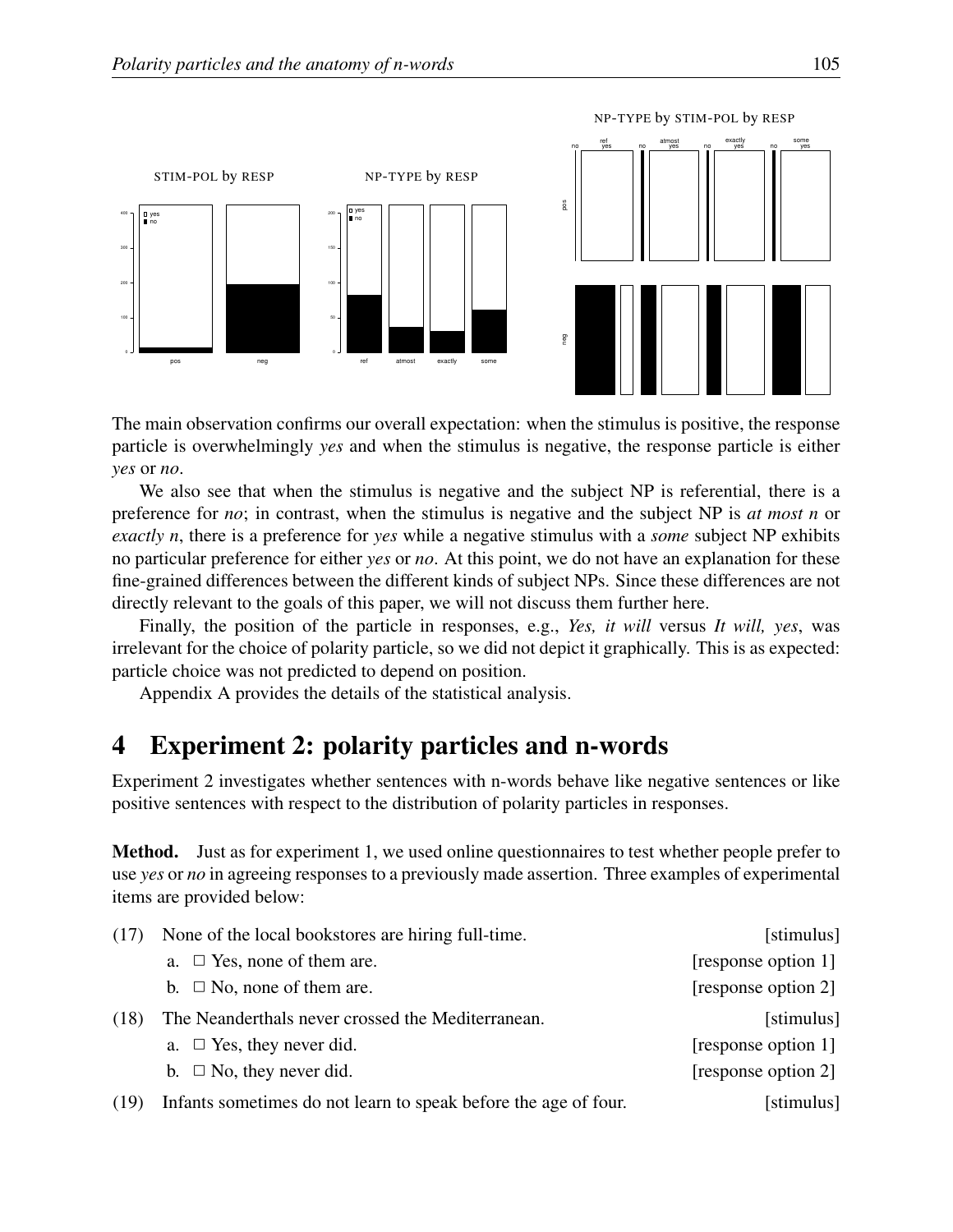The main observation confirms our overall expectation: when the stimulus is positive, the response particle is overwhelmingly *yes* and when the stimulus is negative, the response particle is either *yes* or *no*.

We also see that when the stimulus is negative and the subject NP is referential, there is a preference for *no*; in contrast, when the stimulus is negative and the subject NP is *at most n* or *exactly n*, there is a preference for *yes* while a negative stimulus with a *some* subject NP exhibits no particular preference for either *yes* or *no*. At this point, we do not have an explanation for these fine-grained differences between the different kinds of subject NPs. Since these differences are not directly relevant to the goals of this paper, we will not discuss them further here.

Finally, the position of the particle in responses, e.g., *Yes, it will* versus *It will, yes*, was irrelevant for the choice of polarity particle, so we did not depict it graphically. This is as expected: particle choice was not predicted to depend on position.

Appendix A provides the details of the statistical analysis.

# 4 Experiment 2: polarity particles and n-words

Experiment 2 investigates whether sentences with n-words behave like negative sentences or like positive sentences with respect to the distribution of polarity particles in responses.

**Method.** Just as for experiment 1, we used online questionnaires to test whether people prefer to use *yes* or *no* in agreeing responses to a previously made assertion. Three examples of experimental items are provided below:

(17) None of the local bookstores are hiring full-time. [stimulus]
  a. ☐ Yes, none of them are. [response option 1]
  b. ☐ No, none of them are. [response option 2]

(18) The Neanderthals never crossed the Mediterranean. [stimulus]
  a. ☐ Yes, they never did. [response option 1]
  b. ☐ No, they never did. [response option 2]

(19) Infants sometimes do not learn to speak before the age of four. [stimulus]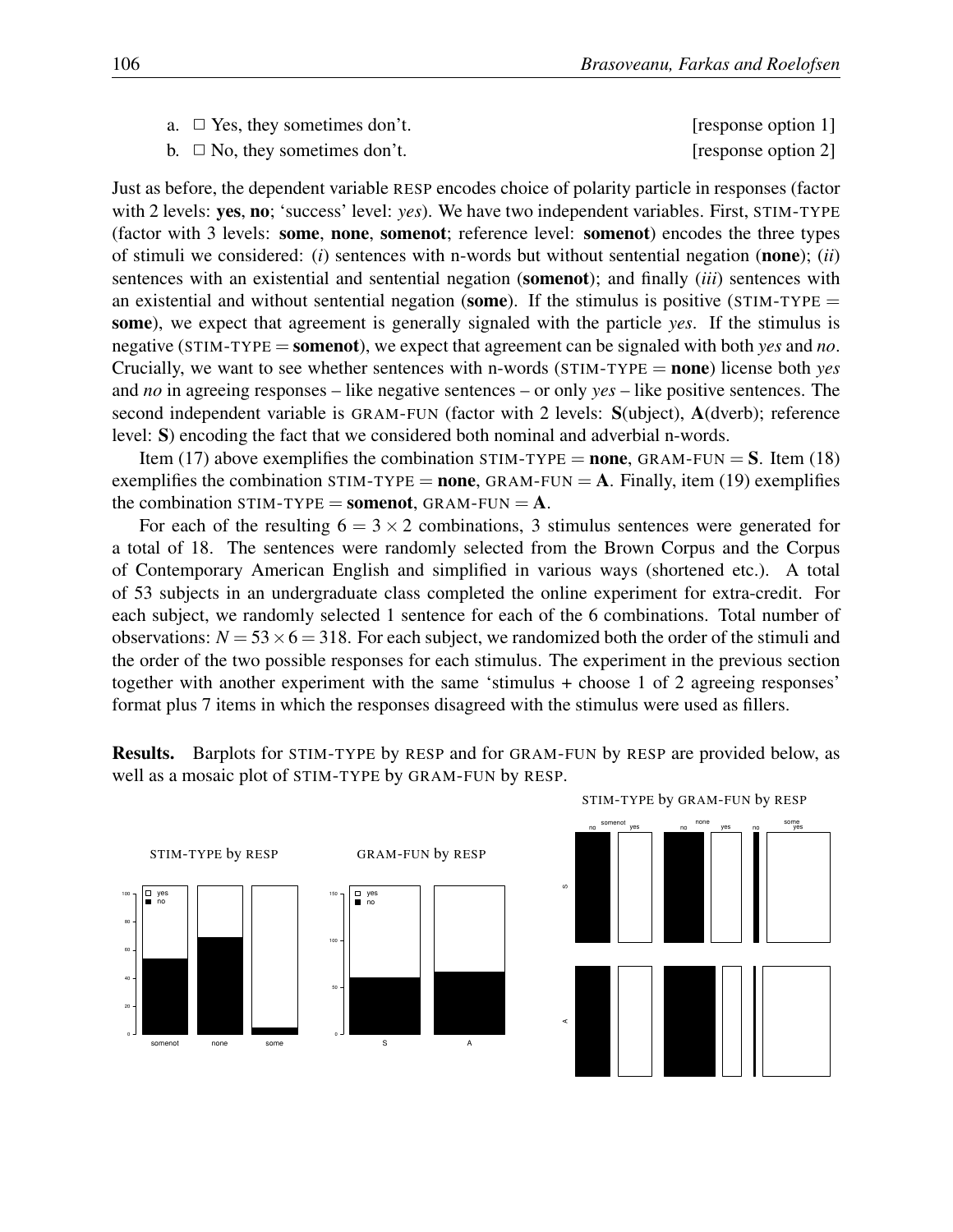a. ☐ Yes, they sometimes don't. [response option 1]

b. ☐ No, they sometimes don't. [response option 2]

Just as before, the dependent variable RESP encodes choice of polarity particle in responses (factor with 2 levels: **yes**, **no**; 'success' level: *yes*). We have two independent variables. First, STIM-TYPE (factor with 3 levels: **some**, **none**, **somenot**; reference level: **somenot**) encodes the three types of stimuli we considered: (*i*) sentences with n-words but without sentential negation (**none**); (*ii*) sentences with an existential and sentential negation (**somenot**); and finally (*iii*) sentences with an existential and without sentential negation (**some**). If the stimulus is positive (STIM-TYPE = **some**), we expect that agreement is generally signaled with the particle *yes*. If the stimulus is negative (STIM-TYPE = **somenot**), we expect that agreement can be signaled with both *yes* and *no*. Crucially, we want to see whether sentences with n-words (STIM-TYPE = **none**) license both *yes* and *no* in agreeing responses – like negative sentences – or only *yes* – like positive sentences. The second independent variable is GRAM-FUN (factor with 2 levels: **S**(ubject), **A**(dverb); reference level: **S**) encoding the fact that we considered both nominal and adverbial n-words.

Item (17) above exemplifies the combination STIM-TYPE = **none**, GRAM-FUN = **S**. Item (18) exemplifies the combination STIM-TYPE = **none**, GRAM-FUN = **A**. Finally, item (19) exemplifies the combination STIM-TYPE = **somenot**, GRAM-FUN = **A**.

For each of the resulting $6 = 3 \times 2$ combinations, 3 stimulus sentences were generated for a total of 18. The sentences were randomly selected from the Brown Corpus and the Corpus of Contemporary American English and simplified in various ways (shortened etc.). A total of 53 subjects in an undergraduate class completed the online experiment for extra-credit. For each subject, we randomly selected 1 sentence for each of the 6 combinations. Total number of observations: $N = 53 \times 6 = 318$. For each subject, we randomized both the order of the stimuli and the order of the two possible responses for each stimulus. The experiment in the previous section together with another experiment with the same 'stimulus + choose 1 of 2 agreeing responses' format plus 7 items in which the responses disagreed with the stimulus were used as fillers.

**Results.** Barplots for STIM-TYPE by RESP and for GRAM-FUN by RESP are provided below, as well as a mosaic plot of STIM-TYPE by GRAM-FUN by RESP.

STIM-TYPE by RESP

GRAM-FUN by RESP

STIM-TYPE by GRAM-FUN by RESP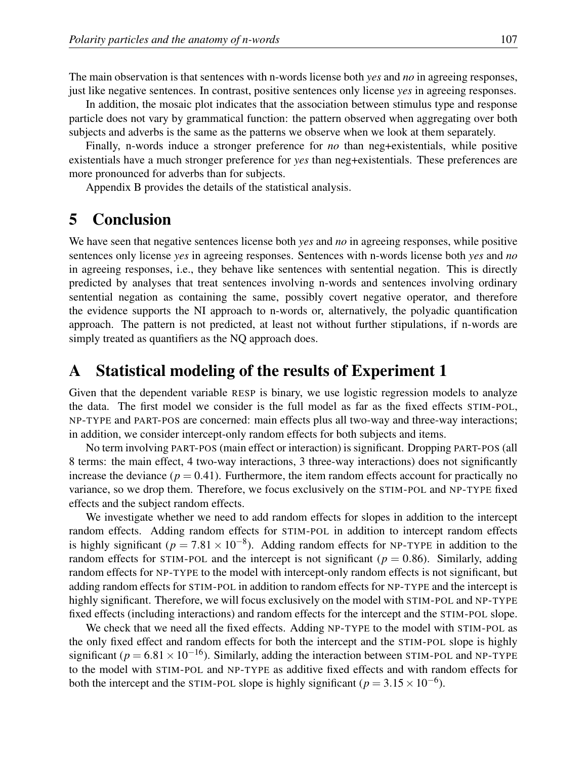The main observation is that sentences with n-words license both *yes* and *no* in agreeing responses, just like negative sentences. In contrast, positive sentences only license *yes* in agreeing responses.

In addition, the mosaic plot indicates that the association between stimulus type and response particle does not vary by grammatical function: the pattern observed when aggregating over both subjects and adverbs is the same as the patterns we observe when we look at them separately.

Finally, n-words induce a stronger preference for *no* than neg+existentials, while positive existentials have a much stronger preference for *yes* than neg+existentials. These preferences are more pronounced for adverbs than for subjects.

Appendix B provides the details of the statistical analysis.

# 5 Conclusion

We have seen that negative sentences license both *yes* and *no* in agreeing responses, while positive sentences only license *yes* in agreeing responses. Sentences with n-words license both *yes* and *no* in agreeing responses, i.e., they behave like sentences with sentential negation. This is directly predicted by analyses that treat sentences involving n-words and sentences involving ordinary sentential negation as containing the same, possibly covert negative operator, and therefore the evidence supports the NI approach to n-words or, alternatively, the polyadic quantification approach. The pattern is not predicted, at least not without further stipulations, if n-words are simply treated as quantifiers as the NQ approach does.

# A Statistical modeling of the results of Experiment 1

Given that the dependent variable RESP is binary, we use logistic regression models to analyze the data. The first model we consider is the full model as far as the fixed effects STIM-POL, NP-TYPE and PART-POS are concerned: main effects plus all two-way and three-way interactions; in addition, we consider intercept-only random effects for both subjects and items.

No term involving PART-POS (main effect or interaction) is significant. Dropping PART-POS (all 8 terms: the main effect, 4 two-way interactions, 3 three-way interactions) does not significantly increase the deviance ($p = 0.41$). Furthermore, the item random effects account for practically no variance, so we drop them. Therefore, we focus exclusively on the STIM-POL and NP-TYPE fixed effects and the subject random effects.

We investigate whether we need to add random effects for slopes in addition to the intercept random effects. Adding random effects for STIM-POL in addition to intercept random effects is highly significant ($p = 7.81 \times 10^{-8}$). Adding random effects for NP-TYPE in addition to the random effects for STIM-POL and the intercept is not significant ($p = 0.86$). Similarly, adding random effects for NP-TYPE to the model with intercept-only random effects is not significant, but adding random effects for STIM-POL in addition to random effects for NP-TYPE and the intercept is highly significant. Therefore, we will focus exclusively on the model with STIM-POL and NP-TYPE fixed effects (including interactions) and random effects for the intercept and the STIM-POL slope.

We check that we need all the fixed effects. Adding NP-TYPE to the model with STIM-POL as the only fixed effect and random effects for both the intercept and the STIM-POL slope is highly significant ($p = 6.81 \times 10^{-16}$). Similarly, adding the interaction between STIM-POL and NP-TYPE to the model with STIM-POL and NP-TYPE as additive fixed effects and with random effects for both the intercept and the STIM-POL slope is highly significant ($p = 3.15 \times 10^{-6}$).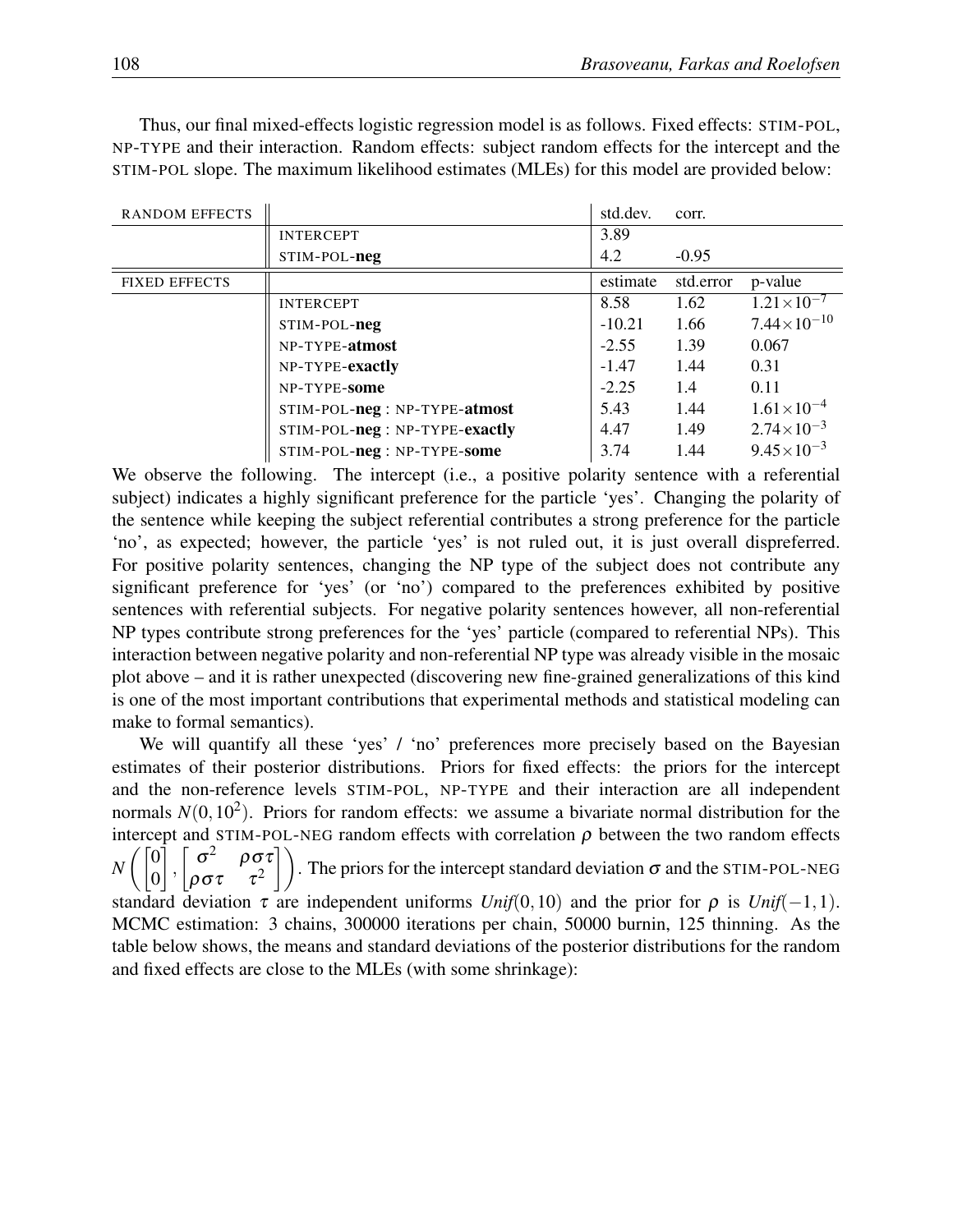Thus, our final mixed-effects logistic regression model is as follows. Fixed effects: STIM-POL, NP-TYPE and their interaction. Random effects: subject random effects for the intercept and the STIM-POL slope. The maximum likelihood estimates (MLEs) for this model are provided below:

| RANDOM EFFECTS | | std.dev. | corr. | |
|---|---|---|---|---|
| | INTERCEPT | 3.89 | | |
| | STIM-POL-**neg** | 4.2 | -0.95 | |
| FIXED EFFECTS | | estimate | std.error | p-value |
| | INTERCEPT | 8.58 | 1.62 | $1.21 \times 10^{-7}$ |
| | STIM-POL-**neg** | -10.21 | 1.66 | $7.44 \times 10^{-10}$ |
| | NP-TYPE-**atmost** | -2.55 | 1.39 | 0.067 |
| | NP-TYPE-**exactly** | -1.47 | 1.44 | 0.31 |
| | NP-TYPE-**some** | -2.25 | 1.4 | 0.11 |
| | STIM-POL-**neg** : NP-TYPE-**atmost** | 5.43 | 1.44 | $1.61 \times 10^{-4}$ |
| | STIM-POL-**neg** : NP-TYPE-**exactly** | 4.47 | 1.49 | $2.74 \times 10^{-3}$ |
| | STIM-POL-**neg** : NP-TYPE-**some** | 3.74 | 1.44 | $9.45 \times 10^{-3}$ |

We observe the following. The intercept (i.e., a positive polarity sentence with a referential subject) indicates a highly significant preference for the particle 'yes'. Changing the polarity of the sentence while keeping the subject referential contributes a strong preference for the particle 'no', as expected; however, the particle 'yes' is not ruled out, it is just overall dispreferred. For positive polarity sentences, changing the NP type of the subject does not contribute any significant preference for 'yes' (or 'no') compared to the preferences exhibited by positive sentences with referential subjects. For negative polarity sentences however, all non-referential NP types contribute strong preferences for the 'yes' particle (compared to referential NPs). This interaction between negative polarity and non-referential NP type was already visible in the mosaic plot above – and it is rather unexpected (discovering new fine-grained generalizations of this kind is one of the most important contributions that experimental methods and statistical modeling can make to formal semantics).

We will quantify all these 'yes' / 'no' preferences more precisely based on the Bayesian estimates of their posterior distributions. Priors for fixed effects: the priors for the intercept and the non-reference levels STIM-POL, NP-TYPE and their interaction are all independent normals $N(0, 10^2)$. Priors for random effects: we assume a bivariate normal distribution for the intercept and STIM-POL-NEG random effects with correlation $\rho$ between the two random effects $N\left(\begin{bmatrix}0\\0\end{bmatrix}, \begin{bmatrix}\sigma^2 & \rho\sigma\tau\\ \rho\sigma\tau & \tau^2\end{bmatrix}\right)$. The priors for the intercept standard deviation $\sigma$ and the STIM-POL-NEG standard deviation $\tau$ are independent uniforms $Unif(0, 10)$ and the prior for $\rho$ is $Unif(-1, 1)$. MCMC estimation: 3 chains, 300000 iterations per chain, 50000 burnin, 125 thinning. As the table below shows, the means and standard deviations of the posterior distributions for the random and fixed effects are close to the MLEs (with some shrinkage):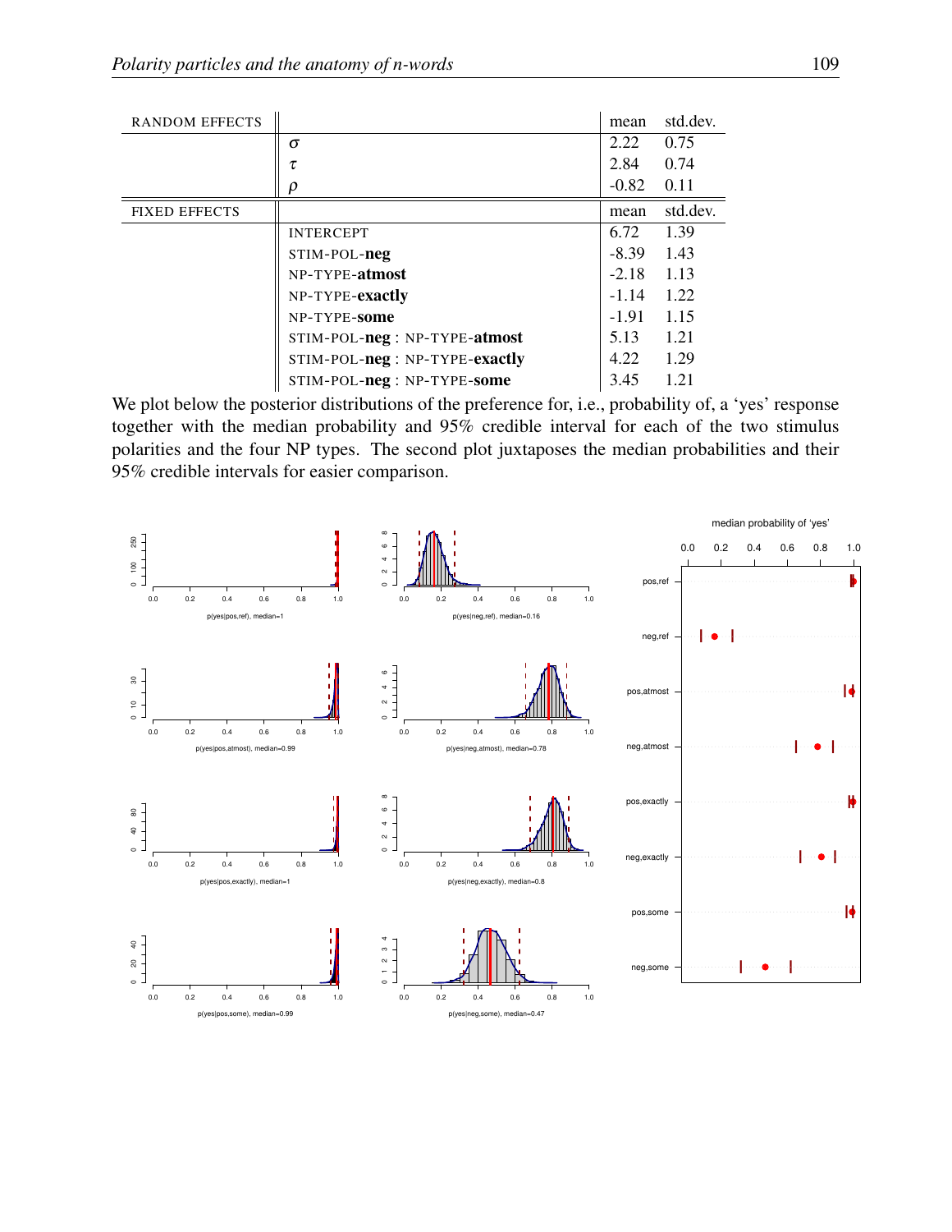| RANDOM EFFECTS | | mean | std.dev. |
|---|---|---|---|
| | $\sigma$ | 2.22 | 0.75 |
| | $\tau$ | 2.84 | 0.74 |
| | $\rho$ | -0.82 | 0.11 |
| FIXED EFFECTS | | mean | std.dev. |
| | INTERCEPT | 6.72 | 1.39 |
| | STIM-POL-**neg** | -8.39 | 1.43 |
| | NP-TYPE-**atmost** | -2.18 | 1.13 |
| | NP-TYPE-**exactly** | -1.14 | 1.22 |
| | NP-TYPE-**some** | -1.91 | 1.15 |
| | STIM-POL-**neg** : NP-TYPE-**atmost** | 5.13 | 1.21 |
| | STIM-POL-**neg** : NP-TYPE-**exactly** | 4.22 | 1.29 |
| | STIM-POL-**neg** : NP-TYPE-**some** | 3.45 | 1.21 |

We plot below the posterior distributions of the preference for, i.e., probability of, a 'yes' response together with the median probability and 95% credible interval for each of the two stimulus polarities and the four NP types. The second plot juxtaposes the median probabilities and their 95% credible intervals for easier comparison.

p(yes|pos,ref), median=1

p(yes|neg,ref), median=0.16

p(yes|pos,atmost), median=0.99

p(yes|neg,atmost), median=0.78

p(yes|pos,exactly), median=1

p(yes|neg,exactly), median=0.8

p(yes|pos,some), median=0.99

p(yes|neg,some), median=0.47

median probability of 'yes'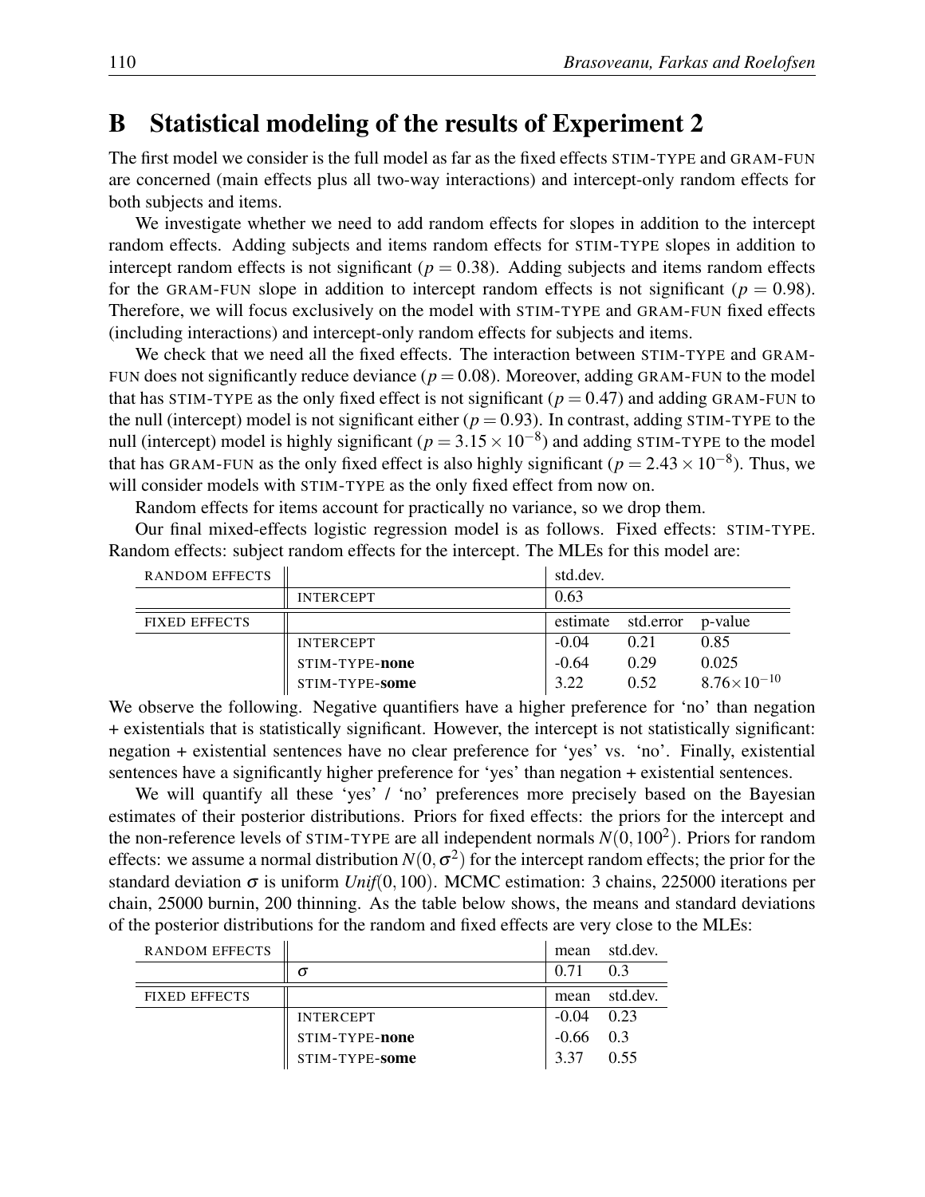## B Statistical modeling of the results of Experiment 2

The first model we consider is the full model as far as the fixed effects STIM-TYPE and GRAM-FUN are concerned (main effects plus all two-way interactions) and intercept-only random effects for both subjects and items.

We investigate whether we need to add random effects for slopes in addition to the intercept random effects. Adding subjects and items random effects for STIM-TYPE slopes in addition to intercept random effects is not significant ($p = 0.38$). Adding subjects and items random effects for the GRAM-FUN slope in addition to intercept random effects is not significant ($p = 0.98$). Therefore, we will focus exclusively on the model with STIM-TYPE and GRAM-FUN fixed effects (including interactions) and intercept-only random effects for subjects and items.

We check that we need all the fixed effects. The interaction between STIM-TYPE and GRAM-FUN does not significantly reduce deviance ($p = 0.08$). Moreover, adding GRAM-FUN to the model that has STIM-TYPE as the only fixed effect is not significant ($p = 0.47$) and adding GRAM-FUN to the null (intercept) model is not significant either ($p = 0.93$). In contrast, adding STIM-TYPE to the null (intercept) model is highly significant ($p = 3.15 \times 10^{-8}$) and adding STIM-TYPE to the model that has GRAM-FUN as the only fixed effect is also highly significant ($p = 2.43 \times 10^{-8}$). Thus, we will consider models with STIM-TYPE as the only fixed effect from now on.

Random effects for items account for practically no variance, so we drop them.

Our final mixed-effects logistic regression model is as follows. Fixed effects: STIM-TYPE. Random effects: subject random effects for the intercept. The MLEs for this model are:

| RANDOM EFFECTS | | std.dev. | | |
|---|---|---|---|---|
| | INTERCEPT | 0.63 | | |
| FIXED EFFECTS | | estimate | std.error | p-value |
| | INTERCEPT | -0.04 | 0.21 | 0.85 |
| | STIM-TYPE-**none** | -0.64 | 0.29 | 0.025 |
| | STIM-TYPE-**some** | 3.22 | 0.52 | $8.76\times10^{-10}$ |

We observe the following. Negative quantifiers have a higher preference for 'no' than negation + existentials that is statistically significant. However, the intercept is not statistically significant: negation + existential sentences have no clear preference for 'yes' vs. 'no'. Finally, existential sentences have a significantly higher preference for 'yes' than negation + existential sentences.

We will quantify all these 'yes' / 'no' preferences more precisely based on the Bayesian estimates of their posterior distributions. Priors for fixed effects: the priors for the intercept and the non-reference levels of STIM-TYPE are all independent normals $N(0, 100^2)$. Priors for random effects: we assume a normal distribution $N(0, \sigma^2)$ for the intercept random effects; the prior for the standard deviation $\sigma$ is uniform *Unif*$(0, 100)$. MCMC estimation: 3 chains, 225000 iterations per chain, 25000 burnin, 200 thinning. As the table below shows, the means and standard deviations of the posterior distributions for the random and fixed effects are very close to the MLEs:

| RANDOM EFFECTS | | mean | std.dev. |
|---|---|---|---|
| | $\sigma$ | 0.71 | 0.3 |
| FIXED EFFECTS | | mean | std.dev. |
| | INTERCEPT | -0.04 | 0.23 |
| | STIM-TYPE-**none** | -0.66 | 0.3 |
| | STIM-TYPE-**some** | 3.37 | 0.55 |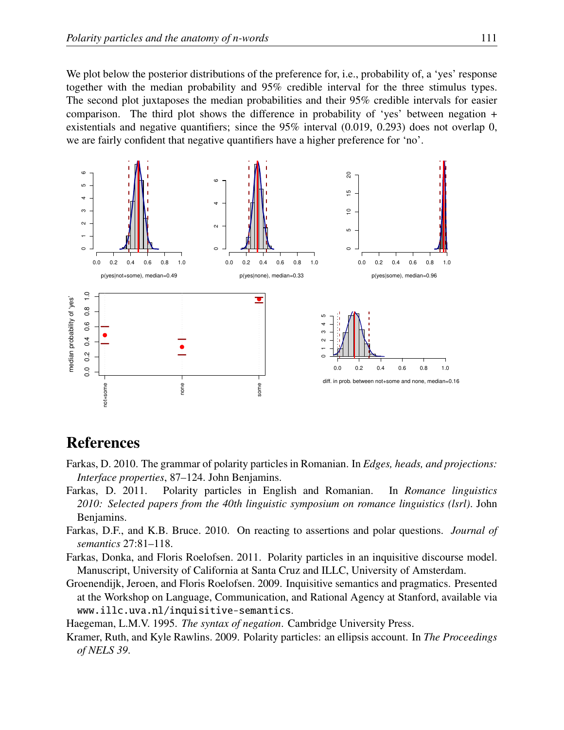We plot below the posterior distributions of the preference for, i.e., probability of, a 'yes' response together with the median probability and 95% credible interval for the three stimulus types. The second plot juxtaposes the median probabilities and their 95% credible intervals for easier comparison. The third plot shows the difference in probability of 'yes' between negation + existentials and negative quantifiers; since the 95% interval (0.019, 0.293) does not overlap 0, we are fairly confident that negative quantifiers have a higher preference for 'no'.

p(yes|not+some), median=0.49

p(yes|none), median=0.33

p(yes|some), median=0.96

diff. in prob. between not+some and none, median=0.16

# References

Farkas, D. 2010. The grammar of polarity particles in Romanian. In *Edges, heads, and projections: Interface properties*, 87–124. John Benjamins.

Farkas, D. 2011. Polarity particles in English and Romanian. In *Romance linguistics 2010: Selected papers from the 40th linguistic symposium on romance linguistics (lsrl)*. John Benjamins.

Farkas, D.F., and K.B. Bruce. 2010. On reacting to assertions and polar questions. *Journal of semantics* 27:81–118.

Farkas, Donka, and Floris Roelofsen. 2011. Polarity particles in an inquisitive discourse model. Manuscript, University of California at Santa Cruz and ILLC, University of Amsterdam.

Groenendijk, Jeroen, and Floris Roelofsen. 2009. Inquisitive semantics and pragmatics. Presented at the Workshop on Language, Communication, and Rational Agency at Stanford, available via `www.illc.uva.nl/inquisitive-semantics`.

Haegeman, L.M.V. 1995. *The syntax of negation*. Cambridge University Press.

Kramer, Ruth, and Kyle Rawlins. 2009. Polarity particles: an ellipsis account. In *The Proceedings of NELS 39*.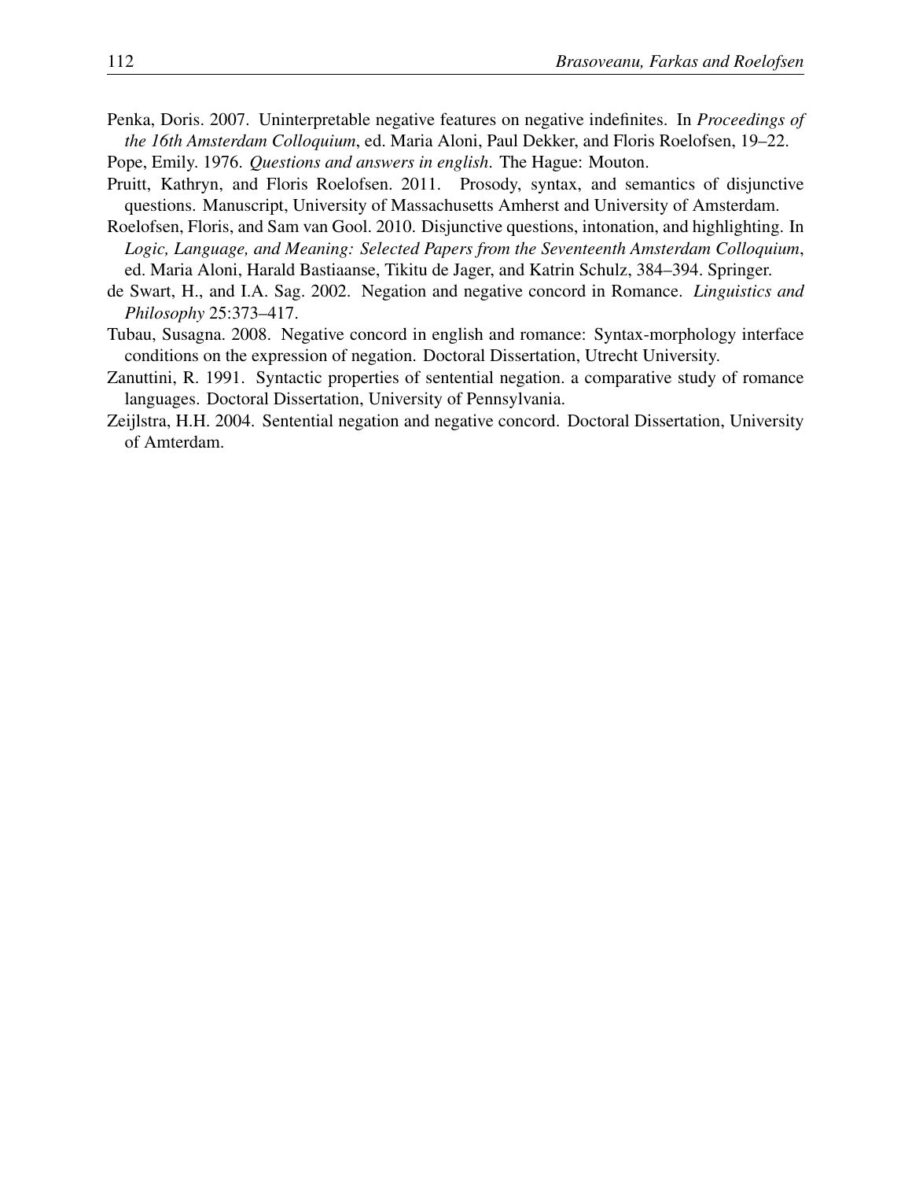Penka, Doris. 2007. Uninterpretable negative features on negative indefinites. In *Proceedings of the 16th Amsterdam Colloquium*, ed. Maria Aloni, Paul Dekker, and Floris Roelofsen, 19–22.

Pope, Emily. 1976. *Questions and answers in english*. The Hague: Mouton.

Pruitt, Kathryn, and Floris Roelofsen. 2011. Prosody, syntax, and semantics of disjunctive questions. Manuscript, University of Massachusetts Amherst and University of Amsterdam.

Roelofsen, Floris, and Sam van Gool. 2010. Disjunctive questions, intonation, and highlighting. In *Logic, Language, and Meaning: Selected Papers from the Seventeenth Amsterdam Colloquium*, ed. Maria Aloni, Harald Bastiaanse, Tikitu de Jager, and Katrin Schulz, 384–394. Springer.

de Swart, H., and I.A. Sag. 2002. Negation and negative concord in Romance. *Linguistics and Philosophy* 25:373–417.

Tubau, Susagna. 2008. Negative concord in english and romance: Syntax-morphology interface conditions on the expression of negation. Doctoral Dissertation, Utrecht University.

Zanuttini, R. 1991. Syntactic properties of sentential negation. a comparative study of romance languages. Doctoral Dissertation, University of Pennsylvania.

Zeijlstra, H.H. 2004. Sentential negation and negative concord. Doctoral Dissertation, University of Amterdam.